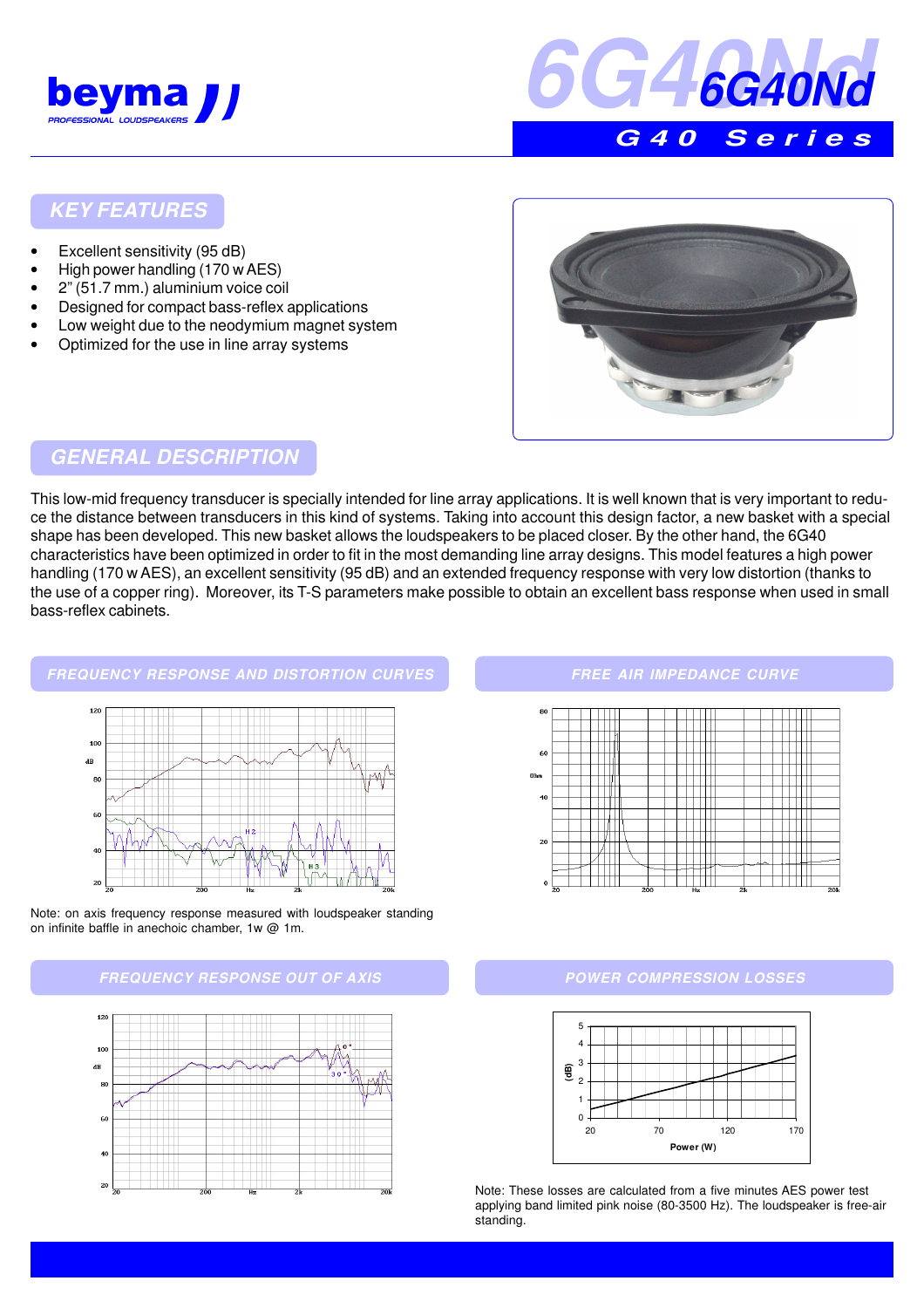# 6G40Nd

## G40 Series

## KEY FEATURES

- Excellent sensitivity (95 dB)
- High power handling (170 w AES)
- 2" (51.7 mm.) aluminium voice coil
- Designed for compact bass-reflex applications
- Low weight due to the neodymium magnet system
- Optimized for the use in line array systems

## GENERAL DESCRIPTION

This low-mid frequency transducer is specially intended for line array applications. It is well known that is very important to reduce the distance between transducers in this kind of systems. Taking into account this design factor, a new basket with a special shape has been developed. This new basket allows the loudspeakers to be placed closer. By the other hand, the 6G40 characteristics have been optimized in order to fit in the most demanding line array designs. This model features a high power handling (170 w AES), an excellent sensitivity (95 dB) and an extended frequency response with very low distortion (thanks to the use of a copper ring). Moreover, its T-S parameters make possible to obtain an excellent bass response when used in small bass-reflex cabinets.

## FREQUENCY RESPONSE AND DISTORTION CURVES

Note: on axis frequency response measured with loudspeaker standing on infinite baffle in anechoic chamber, 1w @ 1m.

## FREE AIR IMPEDANCE CURVE

## FREQUENCY RESPONSE OUT OF AXIS

## POWER COMPRESSION LOSSES

Note: These losses are calculated from a five minutes AES power test applying band limited pink noise (80-3500 Hz). The loudspeaker is free-air standing.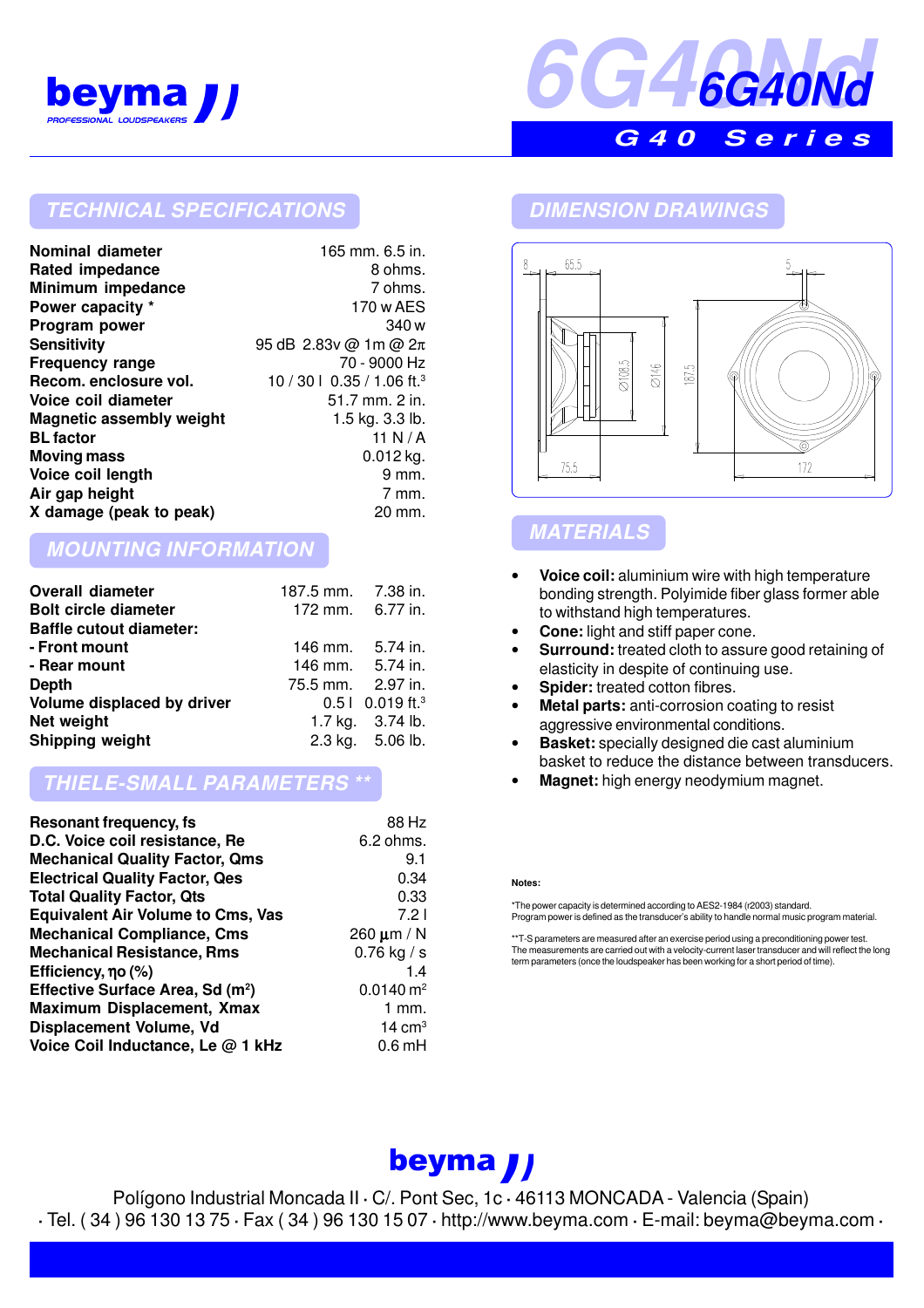# 6G40Nd

## G40 Series

## TECHNICAL SPECIFICATIONS

| | |
|---|---|
| **Nominal diameter** | 165 mm. 6.5 in. |
| **Rated impedance** | 8 ohms. |
| **Minimum impedance** | 7 ohms. |
| **Power capacity *** | 170 w AES |
| **Program power** | 340 w |
| **Sensitivity** | 95 dB 2.83v @ 1m @ 2π |
| **Frequency range** | 70 - 9000 Hz |
| **Recom. enclosure vol.** | 10 / 30 l 0.35 / 1.06 ft.³ |
| **Voice coil diameter** | 51.7 mm. 2 in. |
| **Magnetic assembly weight** | 1.5 kg. 3.3 lb. |
| **BL factor** | 11 N / A |
| **Moving mass** | 0.012 kg. |
| **Voice coil length** | 9 mm. |
| **Air gap height** | 7 mm. |
| **X damage (peak to peak)** | 20 mm. |

## MOUNTING INFORMATION

| | | |
|---|---|---|
| **Overall diameter** | 187.5 mm. | 7.38 in. |
| **Bolt circle diameter** | 172 mm. | 6.77 in. |
| **Baffle cutout diameter:** | | |
| **- Front mount** | 146 mm. | 5.74 in. |
| **- Rear mount** | 146 mm. | 5.74 in. |
| **Depth** | 75.5 mm. | 2.97 in. |
| **Volume displaced by driver** | 0.5 l | 0.019 ft.³ |
| **Net weight** | 1.7 kg. | 3.74 lb. |
| **Shipping weight** | 2.3 kg. | 5.06 lb. |

## THIELE-SMALL PARAMETERS **

| | |
|---|---|
| **Resonant frequency, fs** | 88 Hz |
| **D.C. Voice coil resistance, Re** | 6.2 ohms. |
| **Mechanical Quality Factor, Qms** | 9.1 |
| **Electrical Quality Factor, Qes** | 0.34 |
| **Total Quality Factor, Qts** | 0.33 |
| **Equivalent Air Volume to Cms, Vas** | 7.2 l |
| **Mechanical Compliance, Cms** | 260 µm / N |
| **Mechanical Resistance, Rms** | 0.76 kg / s |
| **Efficiency, ηo (%)** | 1.4 |
| **Effective Surface Area, Sd (m²)** | 0.0140 m² |
| **Maximum Displacement, Xmax** | 1 mm. |
| **Displacement Volume, Vd** | 14 cm³ |
| **Voice Coil Inductance, Le @ 1 kHz** | 0.6 mH |

## DIMENSION DRAWINGS

8
65.5
5
Ø108.5
Ø146
187.5
75.5
172

## MATERIALS

- **Voice coil:** aluminium wire with high temperature bonding strength. Polyimide fiber glass former able to withstand high temperatures.
- **Cone:** light and stiff paper cone.
- **Surround:** treated cloth to assure good retaining of elasticity in despite of continuing use.
- **Spider:** treated cotton fibres.
- **Metal parts:** anti-corrosion coating to resist aggressive environmental conditions.
- **Basket:** specially designed die cast aluminium basket to reduce the distance between transducers.
- **Magnet:** high energy neodymium magnet.

**Notes:**

*The power capacity is determined according to AES2-1984 (r2003) standard.
Program power is defined as the transducer's ability to handle normal music program material.

**T-S parameters are measured after an exercise period using a preconditioning power test.
The measurements are carried out with a velocity-current laser transducer and will reflect the long term parameters (once the loudspeaker has been working for a short period of time).

Polígono Industrial Moncada II · C/. Pont Sec, 1c · 46113 MONCADA - Valencia (Spain)
· Tel. ( 34 ) 96 130 13 75 · Fax ( 34 ) 96 130 15 07 · http://www.beyma.com · E-mail: beyma@beyma.com ·